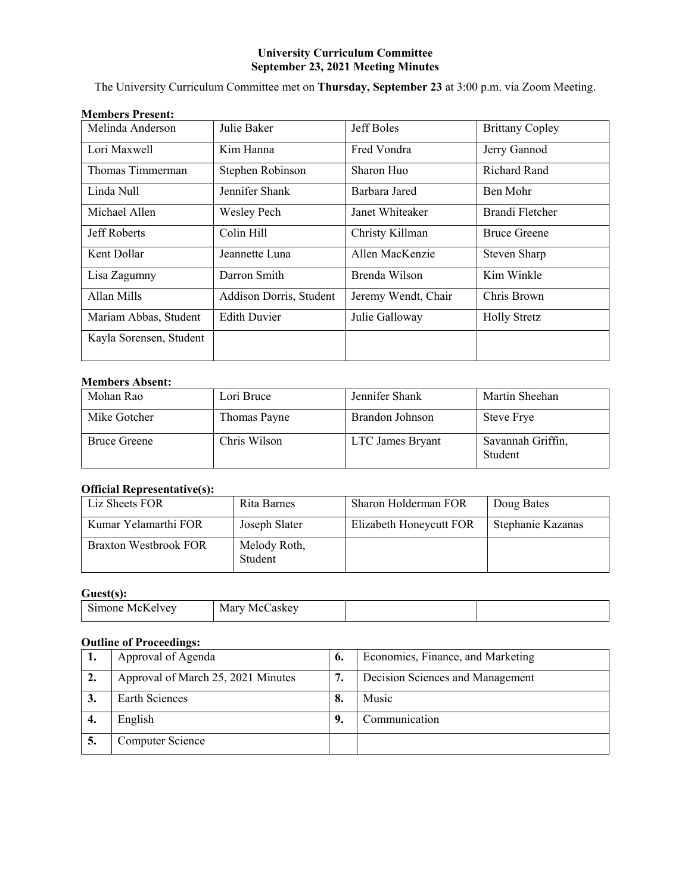**University Curriculum Committee**
**September 23, 2021 Meeting Minutes**

The University Curriculum Committee met on **Thursday, September 23** at 3:00 p.m. via Zoom Meeting.

**Members Present:**

| | | | |
|---|---|---|---|
| Melinda Anderson | Julie Baker | Jeff Boles | Brittany Copley |
| Lori Maxwell | Kim Hanna | Fred Vondra | Jerry Gannod |
| Thomas Timmerman | Stephen Robinson | Sharon Huo | Richard Rand |
| Linda Null | Jennifer Shank | Barbara Jared | Ben Mohr |
| Michael Allen | Wesley Pech | Janet Whiteaker | Brandi Fletcher |
| Jeff Roberts | Colin Hill | Christy Killman | Bruce Greene |
| Kent Dollar | Jeannette Luna | Allen MacKenzie | Steven Sharp |
| Lisa Zagumny | Darron Smith | Brenda Wilson | Kim Winkle |
| Allan Mills | Addison Dorris, Student | Jeremy Wendt, Chair | Chris Brown |
| Mariam Abbas, Student | Edith Duvier | Julie Galloway | Holly Stretz |
| Kayla Sorensen, Student | | | |

**Members Absent:**

| | | | |
|---|---|---|---|
| Mohan Rao | Lori Bruce | Jennifer Shank | Martin Sheehan |
| Mike Gotcher | Thomas Payne | Brandon Johnson | Steve Frye |
| Bruce Greene | Chris Wilson | LTC James Bryant | Savannah Griffin, Student |

**Official Representative(s):**

| | | | |
|---|---|---|---|
| Liz Sheets FOR | Rita Barnes | Sharon Holderman FOR | Doug Bates |
| Kumar Yelamarthi FOR | Joseph Slater | Elizabeth Honeycutt FOR | Stephanie Kazanas |
| Braxton Westbrook FOR | Melody Roth, Student | | |

**Guest(s):**

| | | | |
|---|---|---|---|
| Simone McKelvey | Mary McCaskey | | |

**Outline of Proceedings:**

| | | | |
|---|---|---|---|
| **1.** | Approval of Agenda | **6.** | Economics, Finance, and Marketing |
| **2.** | Approval of March 25, 2021 Minutes | **7.** | Decision Sciences and Management |
| **3.** | Earth Sciences | **8.** | Music |
| **4.** | English | **9.** | Communication |
| **5.** | Computer Science | | |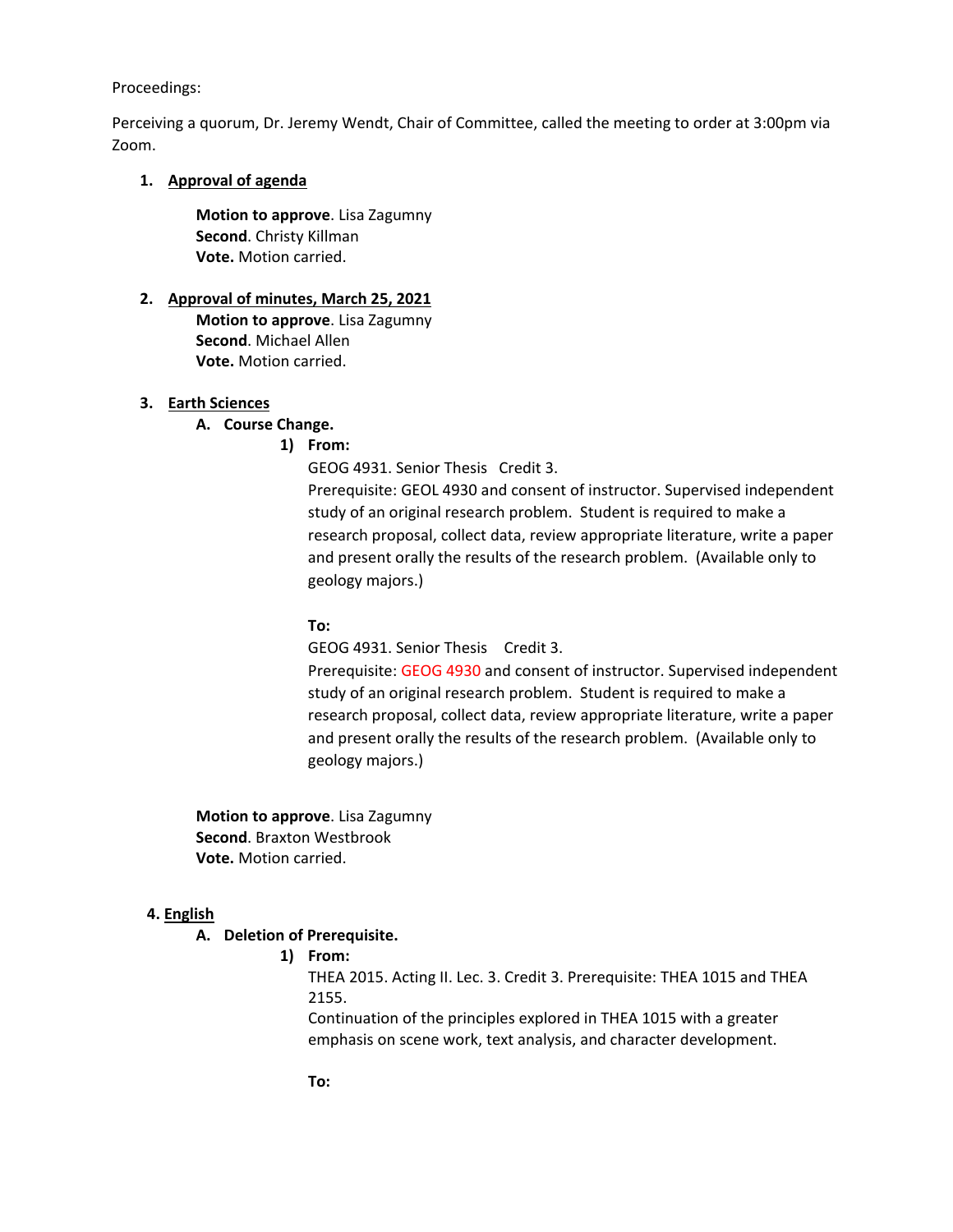Proceedings:

Perceiving a quorum, Dr. Jeremy Wendt, Chair of Committee, called the meeting to order at 3:00pm via Zoom.

1. **Approval of agenda**

   **Motion to approve**. Lisa Zagumny
   **Second**. Christy Killman
   **Vote.** Motion carried.

2. **Approval of minutes, March 25, 2021**

   **Motion to approve**. Lisa Zagumny
   **Second**. Michael Allen
   **Vote.** Motion carried.

3. **Earth Sciences**

   **A. Course Change.**

   **1) From:**

   GEOG 4931. Senior Thesis Credit 3.
   Prerequisite: GEOL 4930 and consent of instructor. Supervised independent study of an original research problem. Student is required to make a research proposal, collect data, review appropriate literature, write a paper and present orally the results of the research problem. (Available only to geology majors.)

   **To:**

   GEOG 4931. Senior Thesis Credit 3.
   Prerequisite: GEOG 4930 and consent of instructor. Supervised independent study of an original research problem. Student is required to make a research proposal, collect data, review appropriate literature, write a paper and present orally the results of the research problem. (Available only to geology majors.)

   **Motion to approve**. Lisa Zagumny
   **Second**. Braxton Westbrook
   **Vote.** Motion carried.

4. **English**

   **A. Deletion of Prerequisite.**

   **1) From:**

   THEA 2015. Acting II. Lec. 3. Credit 3. Prerequisite: THEA 1015 and THEA 2155.
   Continuation of the principles explored in THEA 1015 with a greater emphasis on scene work, text analysis, and character development.

   **To:**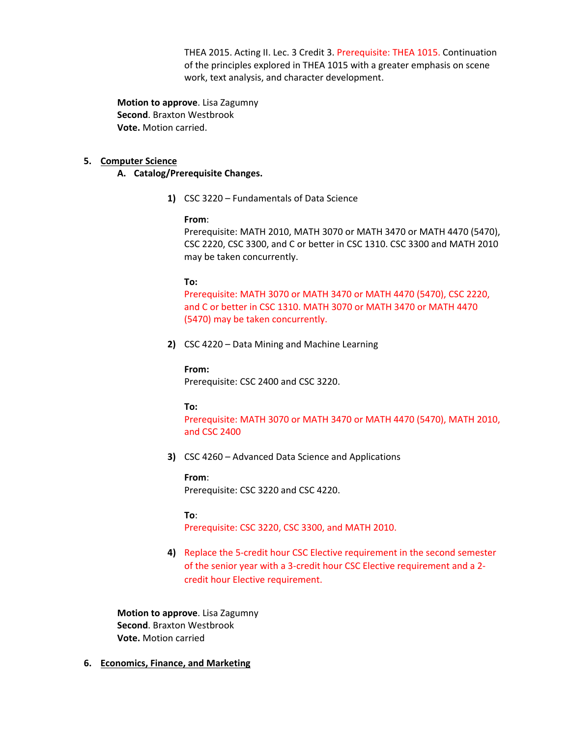THEA 2015. Acting II. Lec. 3 Credit 3. Prerequisite: THEA 1015. Continuation of the principles explored in THEA 1015 with a greater emphasis on scene work, text analysis, and character development.

**Motion to approve**. Lisa Zagumny
**Second**. Braxton Westbrook
**Vote.** Motion carried.

5. **Computer Science**

   A. **Catalog/Prerequisite Changes.**

      1) CSC 3220 – Fundamentals of Data Science

         **From**:
         Prerequisite: MATH 2010, MATH 3070 or MATH 3470 or MATH 4470 (5470), CSC 2220, CSC 3300, and C or better in CSC 1310. CSC 3300 and MATH 2010 may be taken concurrently.

         **To:**
         Prerequisite: MATH 3070 or MATH 3470 or MATH 4470 (5470), CSC 2220, and C or better in CSC 1310. MATH 3070 or MATH 3470 or MATH 4470 (5470) may be taken concurrently.

      2) CSC 4220 – Data Mining and Machine Learning

         **From:**
         Prerequisite: CSC 2400 and CSC 3220.

         **To:**
         Prerequisite: MATH 3070 or MATH 3470 or MATH 4470 (5470), MATH 2010, and CSC 2400

      3) CSC 4260 – Advanced Data Science and Applications

         **From**:
         Prerequisite: CSC 3220 and CSC 4220.

         **To**:
         Prerequisite: CSC 3220, CSC 3300, and MATH 2010.

      4) Replace the 5-credit hour CSC Elective requirement in the second semester of the senior year with a 3-credit hour CSC Elective requirement and a 2-credit hour Elective requirement.

**Motion to approve**. Lisa Zagumny
**Second**. Braxton Westbrook
**Vote.** Motion carried

6. **Economics, Finance, and Marketing**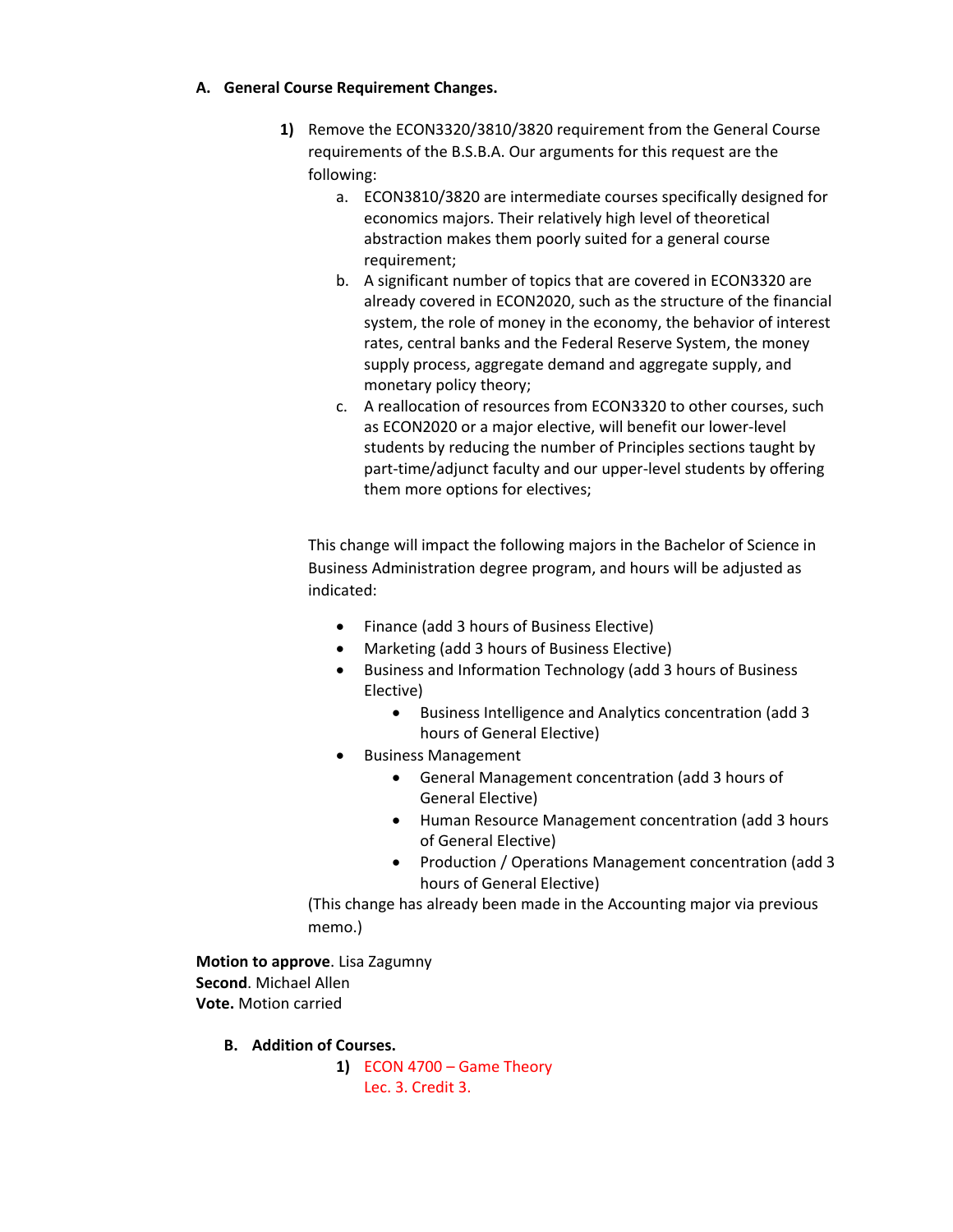**A. General Course Requirement Changes.**

**1)** Remove the ECON3320/3810/3820 requirement from the General Course requirements of the B.S.B.A. Our arguments for this request are the following:

a. ECON3810/3820 are intermediate courses specifically designed for economics majors. Their relatively high level of theoretical abstraction makes them poorly suited for a general course requirement;

b. A significant number of topics that are covered in ECON3320 are already covered in ECON2020, such as the structure of the financial system, the role of money in the economy, the behavior of interest rates, central banks and the Federal Reserve System, the money supply process, aggregate demand and aggregate supply, and monetary policy theory;

c. A reallocation of resources from ECON3320 to other courses, such as ECON2020 or a major elective, will benefit our lower-level students by reducing the number of Principles sections taught by part-time/adjunct faculty and our upper-level students by offering them more options for electives;

This change will impact the following majors in the Bachelor of Science in Business Administration degree program, and hours will be adjusted as indicated:

- Finance (add 3 hours of Business Elective)
- Marketing (add 3 hours of Business Elective)
- Business and Information Technology (add 3 hours of Business Elective)
  - Business Intelligence and Analytics concentration (add 3 hours of General Elective)
- Business Management
  - General Management concentration (add 3 hours of General Elective)
  - Human Resource Management concentration (add 3 hours of General Elective)
  - Production / Operations Management concentration (add 3 hours of General Elective)

(This change has already been made in the Accounting major via previous memo.)

**Motion to approve**. Lisa Zagumny
**Second**. Michael Allen
**Vote.** Motion carried

**B. Addition of Courses.**

**1)** ECON 4700 – Game Theory
Lec. 3. Credit 3.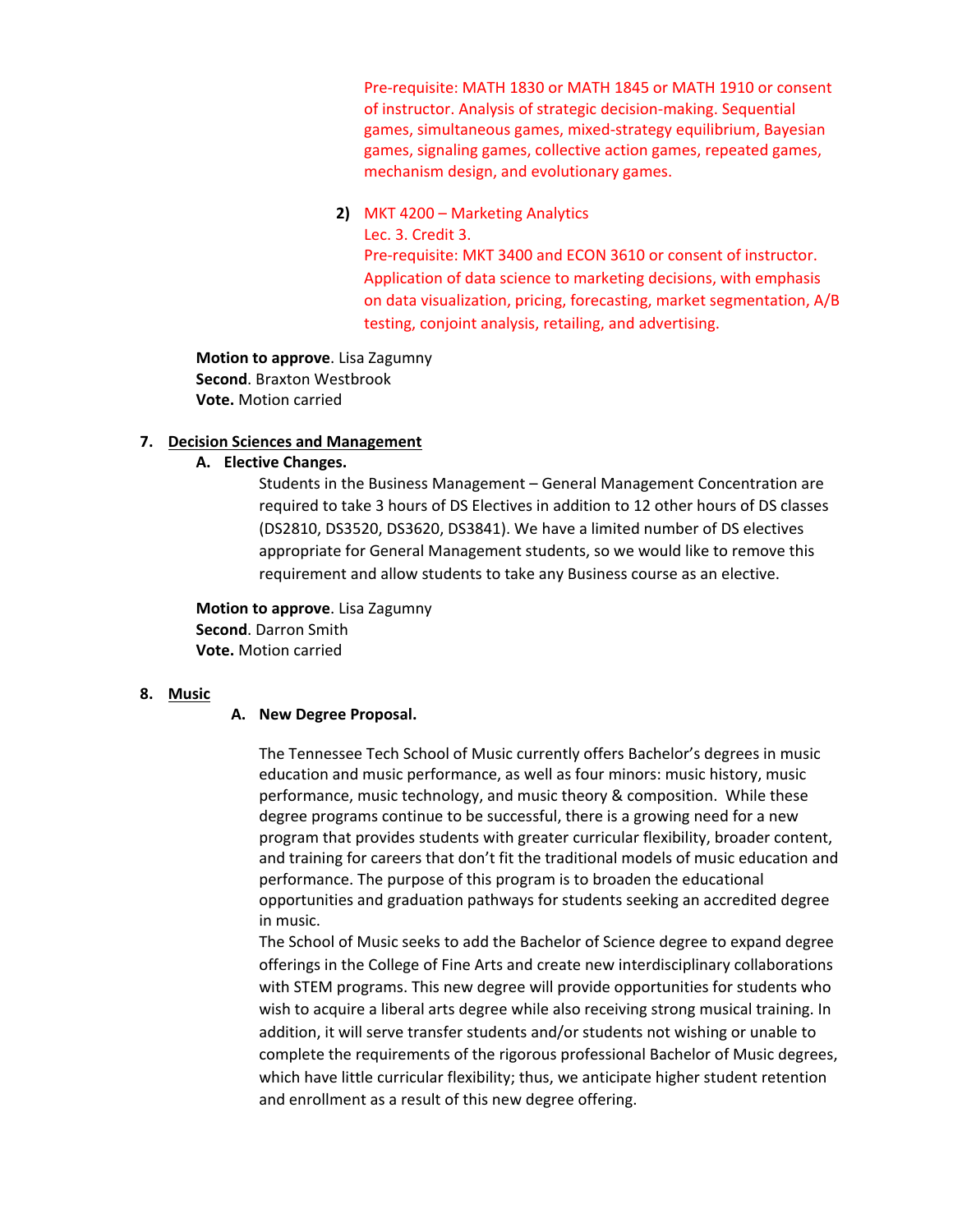Pre-requisite: MATH 1830 or MATH 1845 or MATH 1910 or consent of instructor. Analysis of strategic decision-making. Sequential games, simultaneous games, mixed-strategy equilibrium, Bayesian games, signaling games, collective action games, repeated games, mechanism design, and evolutionary games.

2) MKT 4200 – Marketing Analytics
Lec. 3. Credit 3.
Pre-requisite: MKT 3400 and ECON 3610 or consent of instructor. Application of data science to marketing decisions, with emphasis on data visualization, pricing, forecasting, market segmentation, A/B testing, conjoint analysis, retailing, and advertising.

**Motion to approve**. Lisa Zagumny
**Second**. Braxton Westbrook
**Vote.** Motion carried

7. **Decision Sciences and Management**

A. **Elective Changes.**

Students in the Business Management – General Management Concentration are required to take 3 hours of DS Electives in addition to 12 other hours of DS classes (DS2810, DS3520, DS3620, DS3841). We have a limited number of DS electives appropriate for General Management students, so we would like to remove this requirement and allow students to take any Business course as an elective.

**Motion to approve**. Lisa Zagumny
**Second**. Darron Smith
**Vote.** Motion carried

8. **Music**

A. **New Degree Proposal.**

The Tennessee Tech School of Music currently offers Bachelor's degrees in music education and music performance, as well as four minors: music history, music performance, music technology, and music theory & composition. While these degree programs continue to be successful, there is a growing need for a new program that provides students with greater curricular flexibility, broader content, and training for careers that don't fit the traditional models of music education and performance. The purpose of this program is to broaden the educational opportunities and graduation pathways for students seeking an accredited degree in music.

The School of Music seeks to add the Bachelor of Science degree to expand degree offerings in the College of Fine Arts and create new interdisciplinary collaborations with STEM programs. This new degree will provide opportunities for students who wish to acquire a liberal arts degree while also receiving strong musical training. In addition, it will serve transfer students and/or students not wishing or unable to complete the requirements of the rigorous professional Bachelor of Music degrees, which have little curricular flexibility; thus, we anticipate higher student retention and enrollment as a result of this new degree offering.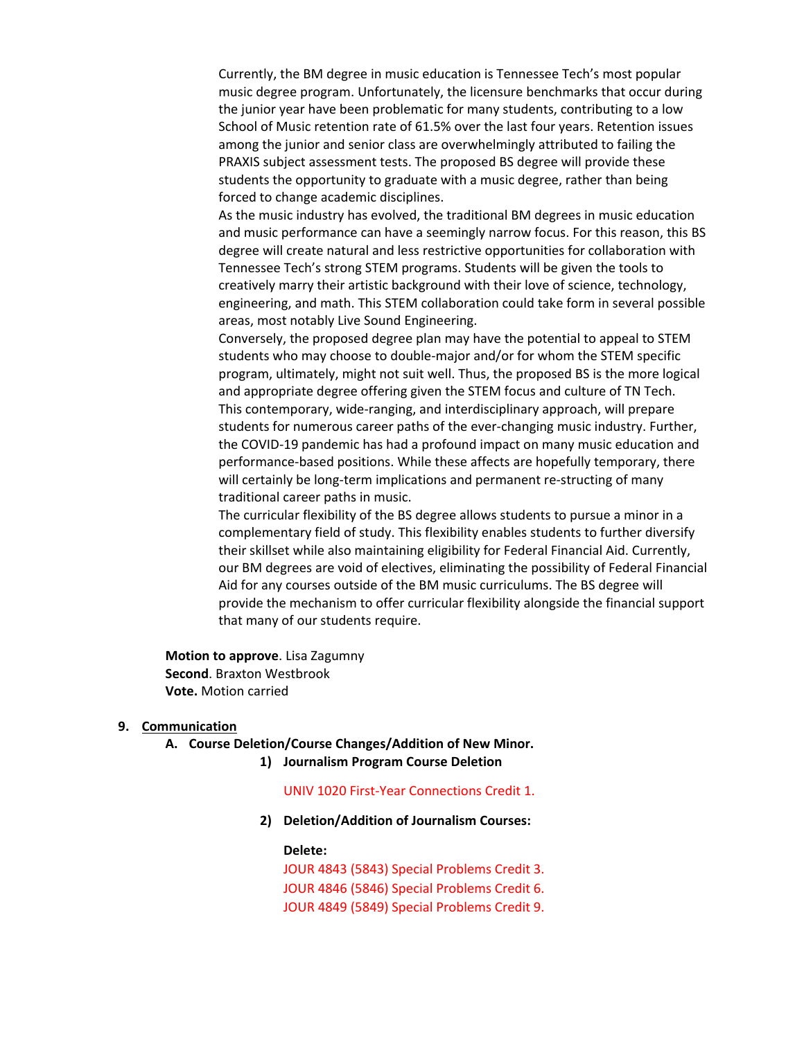Currently, the BM degree in music education is Tennessee Tech's most popular music degree program. Unfortunately, the licensure benchmarks that occur during the junior year have been problematic for many students, contributing to a low School of Music retention rate of 61.5% over the last four years. Retention issues among the junior and senior class are overwhelmingly attributed to failing the PRAXIS subject assessment tests. The proposed BS degree will provide these students the opportunity to graduate with a music degree, rather than being forced to change academic disciplines.

As the music industry has evolved, the traditional BM degrees in music education and music performance can have a seemingly narrow focus. For this reason, this BS degree will create natural and less restrictive opportunities for collaboration with Tennessee Tech's strong STEM programs. Students will be given the tools to creatively marry their artistic background with their love of science, technology, engineering, and math. This STEM collaboration could take form in several possible areas, most notably Live Sound Engineering.

Conversely, the proposed degree plan may have the potential to appeal to STEM students who may choose to double-major and/or for whom the STEM specific program, ultimately, might not suit well. Thus, the proposed BS is the more logical and appropriate degree offering given the STEM focus and culture of TN Tech.

This contemporary, wide-ranging, and interdisciplinary approach, will prepare students for numerous career paths of the ever-changing music industry. Further, the COVID-19 pandemic has had a profound impact on many music education and performance-based positions. While these affects are hopefully temporary, there will certainly be long-term implications and permanent re-structing of many traditional career paths in music.

The curricular flexibility of the BS degree allows students to pursue a minor in a complementary field of study. This flexibility enables students to further diversify their skillset while also maintaining eligibility for Federal Financial Aid. Currently, our BM degrees are void of electives, eliminating the possibility of Federal Financial Aid for any courses outside of the BM music curriculums. The BS degree will provide the mechanism to offer curricular flexibility alongside the financial support that many of our students require.

**Motion to approve**. Lisa Zagumny
**Second**. Braxton Westbrook
**Vote.** Motion carried

**9. Communication**

**A. Course Deletion/Course Changes/Addition of New Minor.**

**1) Journalism Program Course Deletion**

UNIV 1020 First-Year Connections Credit 1.

**2) Deletion/Addition of Journalism Courses:**

**Delete:**

JOUR 4843 (5843) Special Problems Credit 3.
JOUR 4846 (5846) Special Problems Credit 6.
JOUR 4849 (5849) Special Problems Credit 9.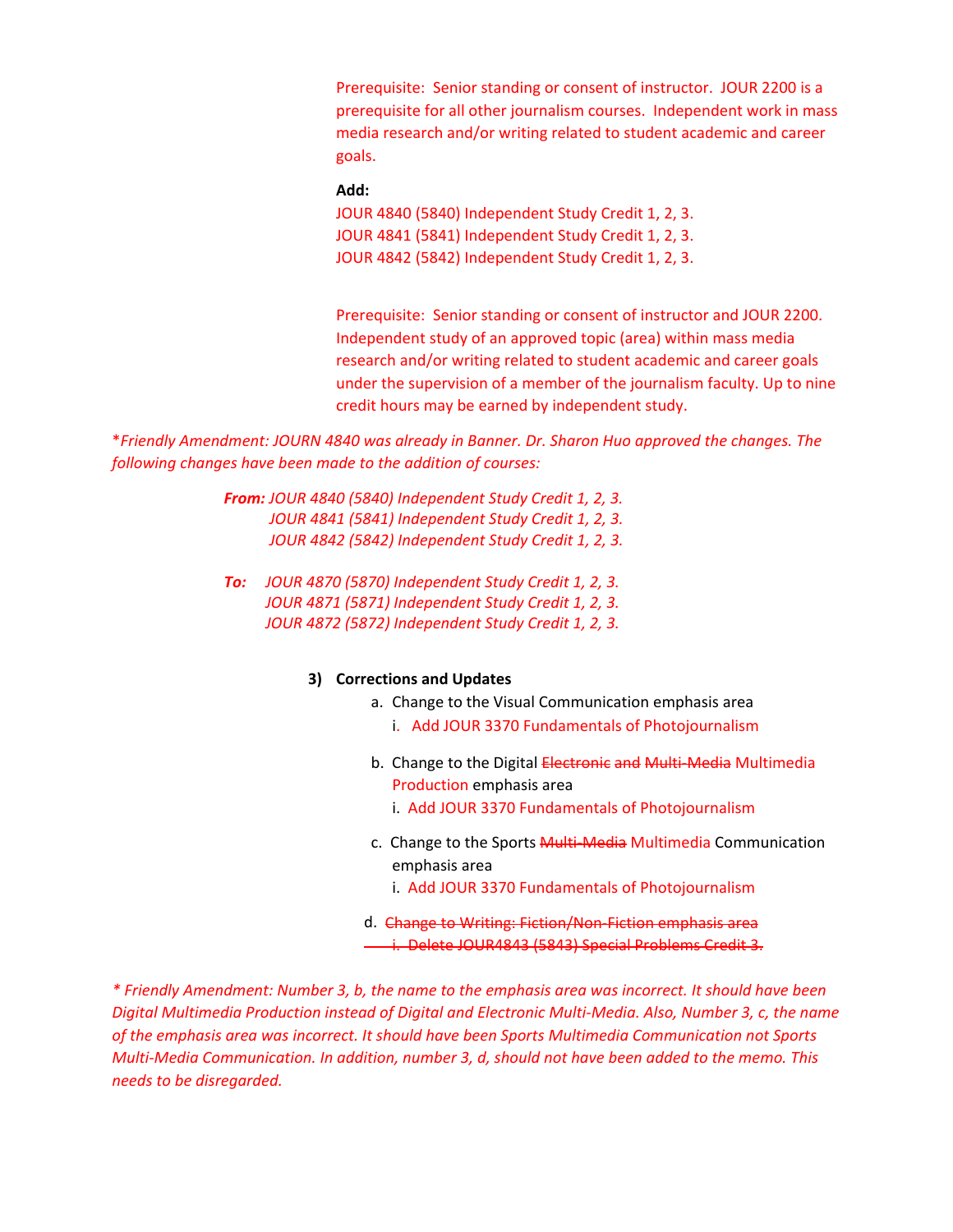Prerequisite: Senior standing or consent of instructor. JOUR 2200 is a prerequisite for all other journalism courses. Independent work in mass media research and/or writing related to student academic and career goals.

**Add:**
JOUR 4840 (5840) Independent Study Credit 1, 2, 3.
JOUR 4841 (5841) Independent Study Credit 1, 2, 3.
JOUR 4842 (5842) Independent Study Credit 1, 2, 3.

Prerequisite: Senior standing or consent of instructor and JOUR 2200. Independent study of an approved topic (area) within mass media research and/or writing related to student academic and career goals under the supervision of a member of the journalism faculty. Up to nine credit hours may be earned by independent study.

*\*Friendly Amendment: JOURN 4840 was already in Banner. Dr. Sharon Huo approved the changes. The following changes have been made to the addition of courses:*

***From:*** *JOUR 4840 (5840) Independent Study Credit 1, 2, 3.*
*JOUR 4841 (5841) Independent Study Credit 1, 2, 3.*
*JOUR 4842 (5842) Independent Study Credit 1, 2, 3.*

***To:*** *JOUR 4870 (5870) Independent Study Credit 1, 2, 3.*
*JOUR 4871 (5871) Independent Study Credit 1, 2, 3.*
*JOUR 4872 (5872) Independent Study Credit 1, 2, 3.*

3) **Corrections and Updates**
   a. Change to the Visual Communication emphasis area
      i. Add JOUR 3370 Fundamentals of Photojournalism
   b. Change to the Digital ~~Electronic and Multi-Media~~ Multimedia Production emphasis area
      i. Add JOUR 3370 Fundamentals of Photojournalism
   c. Change to the Sports ~~Multi-Media~~ Multimedia Communication emphasis area
      i. Add JOUR 3370 Fundamentals of Photojournalism
   d. ~~Change to Writing: Fiction/Non-Fiction emphasis area~~
      ~~i. Delete JOUR4843 (5843) Special Problems Credit 3.~~

*\* Friendly Amendment: Number 3, b, the name to the emphasis area was incorrect. It should have been Digital Multimedia Production instead of Digital and Electronic Multi-Media. Also, Number 3, c, the name of the emphasis area was incorrect. It should have been Sports Multimedia Communication not Sports Multi-Media Communication. In addition, number 3, d, should not have been added to the memo. This needs to be disregarded.*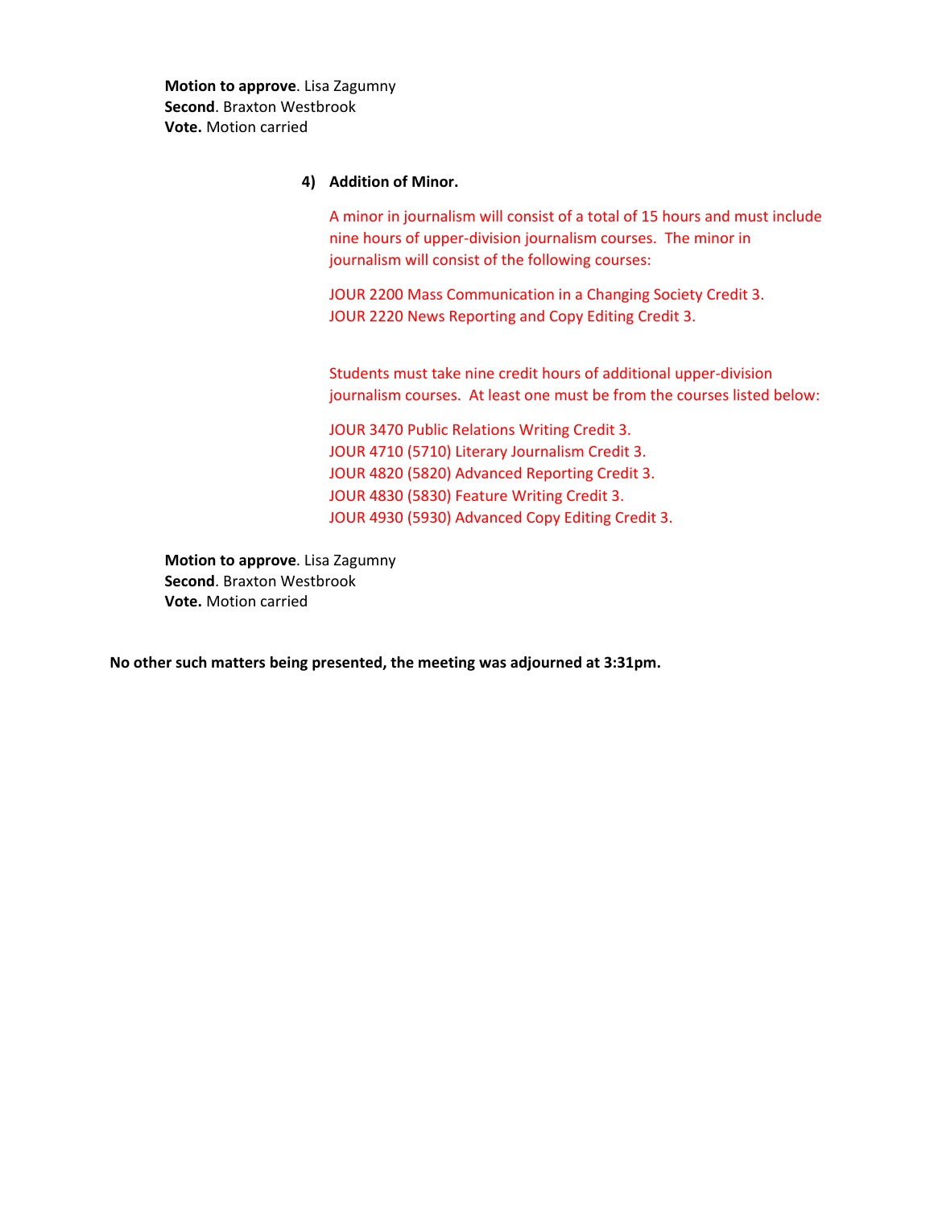**Motion to approve**. Lisa Zagumny
**Second**. Braxton Westbrook
**Vote.** Motion carried

4) **Addition of Minor.**

A minor in journalism will consist of a total of 15 hours and must include nine hours of upper-division journalism courses. The minor in journalism will consist of the following courses:

JOUR 2200 Mass Communication in a Changing Society Credit 3.
JOUR 2220 News Reporting and Copy Editing Credit 3.

Students must take nine credit hours of additional upper-division journalism courses. At least one must be from the courses listed below:

JOUR 3470 Public Relations Writing Credit 3.
JOUR 4710 (5710) Literary Journalism Credit 3.
JOUR 4820 (5820) Advanced Reporting Credit 3.
JOUR 4830 (5830) Feature Writing Credit 3.
JOUR 4930 (5930) Advanced Copy Editing Credit 3.

**Motion to approve**. Lisa Zagumny
**Second**. Braxton Westbrook
**Vote.** Motion carried

**No other such matters being presented, the meeting was adjourned at 3:31pm.**